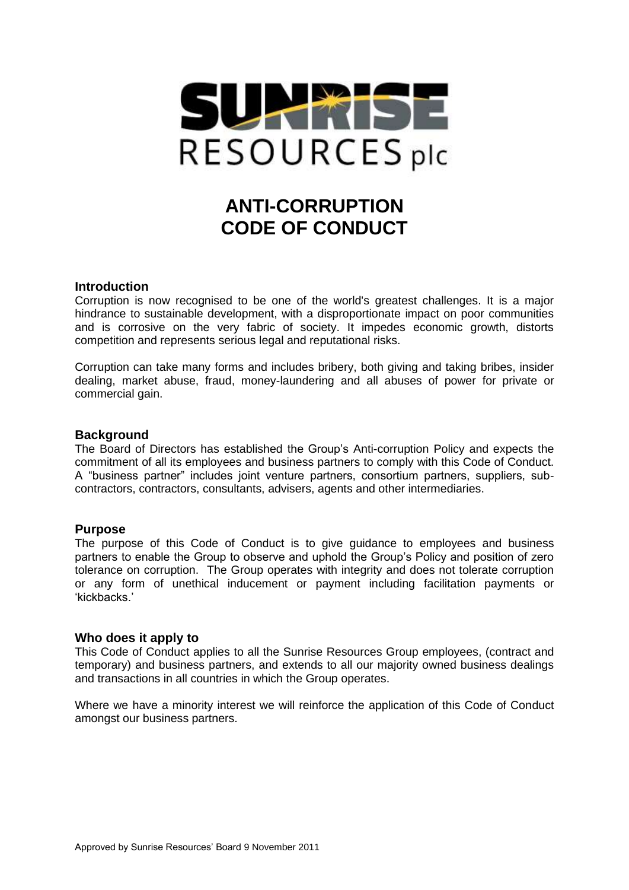# ANTI-CORRUPTION CODE OF CONDUCT

## Introduction

Corruption is now recognised to be one of the world's greatest challenges. It is a major hindrance to sustainable development, with a disproportionate impact on poor communities and is corrosive on the very fabric of society. It impedes economic growth, distorts competition and represents serious legal and reputational risks.

Corruption can take many forms and includes bribery, both giving and taking bribes, insider dealing, market abuse, fraud, money-laundering and all abuses of power for private or commercial gain.

## Background

The Board of Directors has established the Group's Anti-corruption Policy and expects the commitment of all its employees and business partners to comply with this Code of Conduct. A "business partner" includes joint venture partners, consortium partners, suppliers, sub-contractors, contractors, consultants, advisers, agents and other intermediaries.

## Purpose

The purpose of this Code of Conduct is to give guidance to employees and business partners to enable the Group to observe and uphold the Group's Policy and position of zero tolerance on corruption. The Group operates with integrity and does not tolerate corruption or any form of unethical inducement or payment including facilitation payments or 'kickbacks.'

## Who does it apply to

This Code of Conduct applies to all the Sunrise Resources Group employees, (contract and temporary) and business partners, and extends to all our majority owned business dealings and transactions in all countries in which the Group operates.

Where we have a minority interest we will reinforce the application of this Code of Conduct amongst our business partners.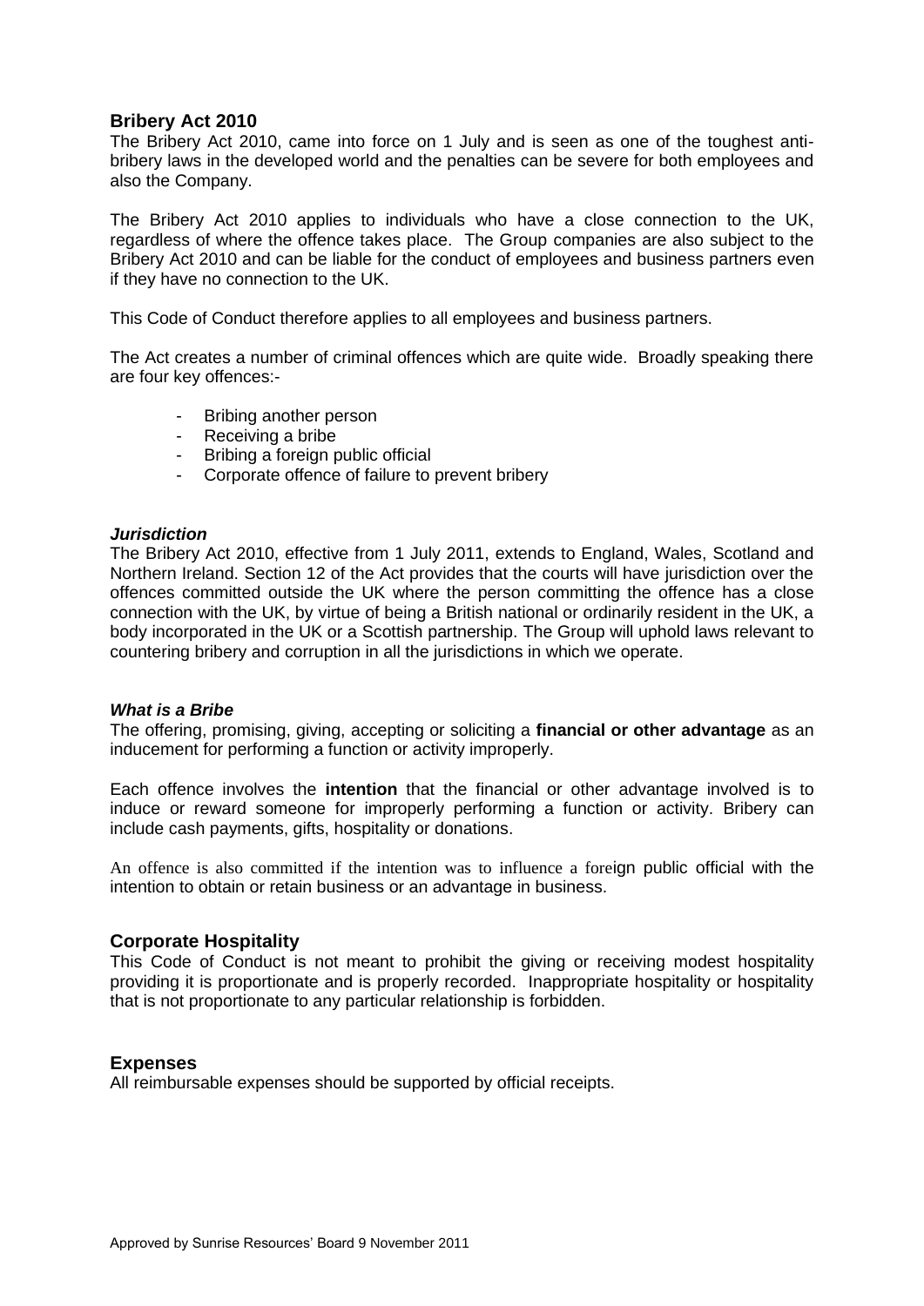## Bribery Act 2010

The Bribery Act 2010, came into force on 1 July and is seen as one of the toughest anti-bribery laws in the developed world and the penalties can be severe for both employees and also the Company.

The Bribery Act 2010 applies to individuals who have a close connection to the UK, regardless of where the offence takes place. The Group companies are also subject to the Bribery Act 2010 and can be liable for the conduct of employees and business partners even if they have no connection to the UK.

This Code of Conduct therefore applies to all employees and business partners.

The Act creates a number of criminal offences which are quite wide. Broadly speaking there are four key offences:-

- Bribing another person
- Receiving a bribe
- Bribing a foreign public official
- Corporate offence of failure to prevent bribery

### *Jurisdiction*

The Bribery Act 2010, effective from 1 July 2011, extends to England, Wales, Scotland and Northern Ireland. Section 12 of the Act provides that the courts will have jurisdiction over the offences committed outside the UK where the person committing the offence has a close connection with the UK, by virtue of being a British national or ordinarily resident in the UK, a body incorporated in the UK or a Scottish partnership. The Group will uphold laws relevant to countering bribery and corruption in all the jurisdictions in which we operate.

### *What is a Bribe*

The offering, promising, giving, accepting or soliciting a **financial or other advantage** as an inducement for performing a function or activity improperly.

Each offence involves the **intention** that the financial or other advantage involved is to induce or reward someone for improperly performing a function or activity. Bribery can include cash payments, gifts, hospitality or donations.

An offence is also committed if the intention was to influence a foreign public official with the intention to obtain or retain business or an advantage in business.

## Corporate Hospitality

This Code of Conduct is not meant to prohibit the giving or receiving modest hospitality providing it is proportionate and is properly recorded. Inappropriate hospitality or hospitality that is not proportionate to any particular relationship is forbidden.

## Expenses

All reimbursable expenses should be supported by official receipts.

Approved by Sunrise Resources' Board 9 November 2011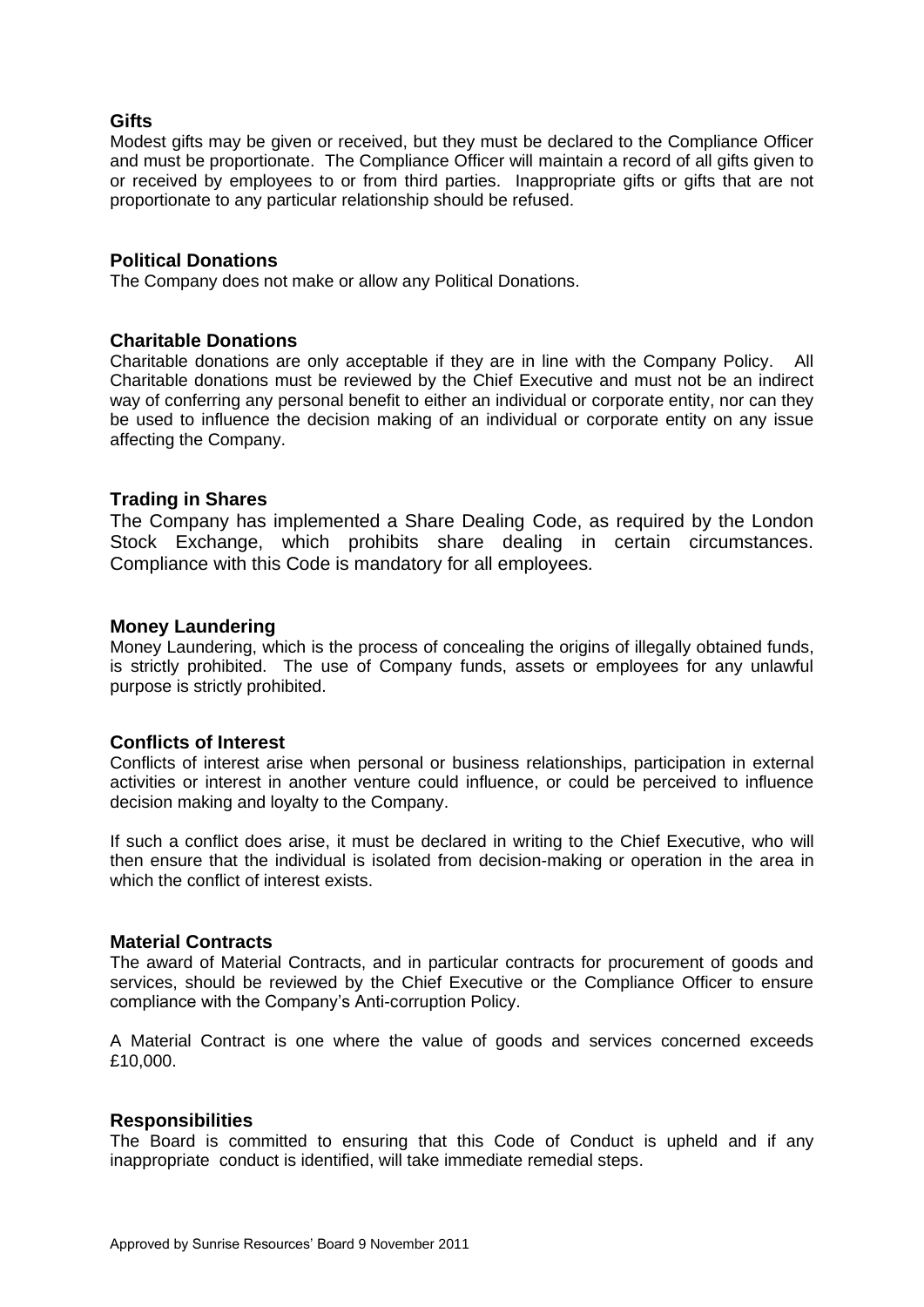## Gifts

Modest gifts may be given or received, but they must be declared to the Compliance Officer and must be proportionate. The Compliance Officer will maintain a record of all gifts given to or received by employees to or from third parties. Inappropriate gifts or gifts that are not proportionate to any particular relationship should be refused.

## Political Donations

The Company does not make or allow any Political Donations.

## Charitable Donations

Charitable donations are only acceptable if they are in line with the Company Policy. All Charitable donations must be reviewed by the Chief Executive and must not be an indirect way of conferring any personal benefit to either an individual or corporate entity, nor can they be used to influence the decision making of an individual or corporate entity on any issue affecting the Company.

## Trading in Shares

The Company has implemented a Share Dealing Code, as required by the London Stock Exchange, which prohibits share dealing in certain circumstances. Compliance with this Code is mandatory for all employees.

## Money Laundering

Money Laundering, which is the process of concealing the origins of illegally obtained funds, is strictly prohibited. The use of Company funds, assets or employees for any unlawful purpose is strictly prohibited.

## Conflicts of Interest

Conflicts of interest arise when personal or business relationships, participation in external activities or interest in another venture could influence, or could be perceived to influence decision making and loyalty to the Company.

If such a conflict does arise, it must be declared in writing to the Chief Executive, who will then ensure that the individual is isolated from decision-making or operation in the area in which the conflict of interest exists.

## Material Contracts

The award of Material Contracts, and in particular contracts for procurement of goods and services, should be reviewed by the Chief Executive or the Compliance Officer to ensure compliance with the Company's Anti-corruption Policy.

A Material Contract is one where the value of goods and services concerned exceeds £10,000.

## Responsibilities

The Board is committed to ensuring that this Code of Conduct is upheld and if any inappropriate conduct is identified, will take immediate remedial steps.

Approved by Sunrise Resources' Board 9 November 2011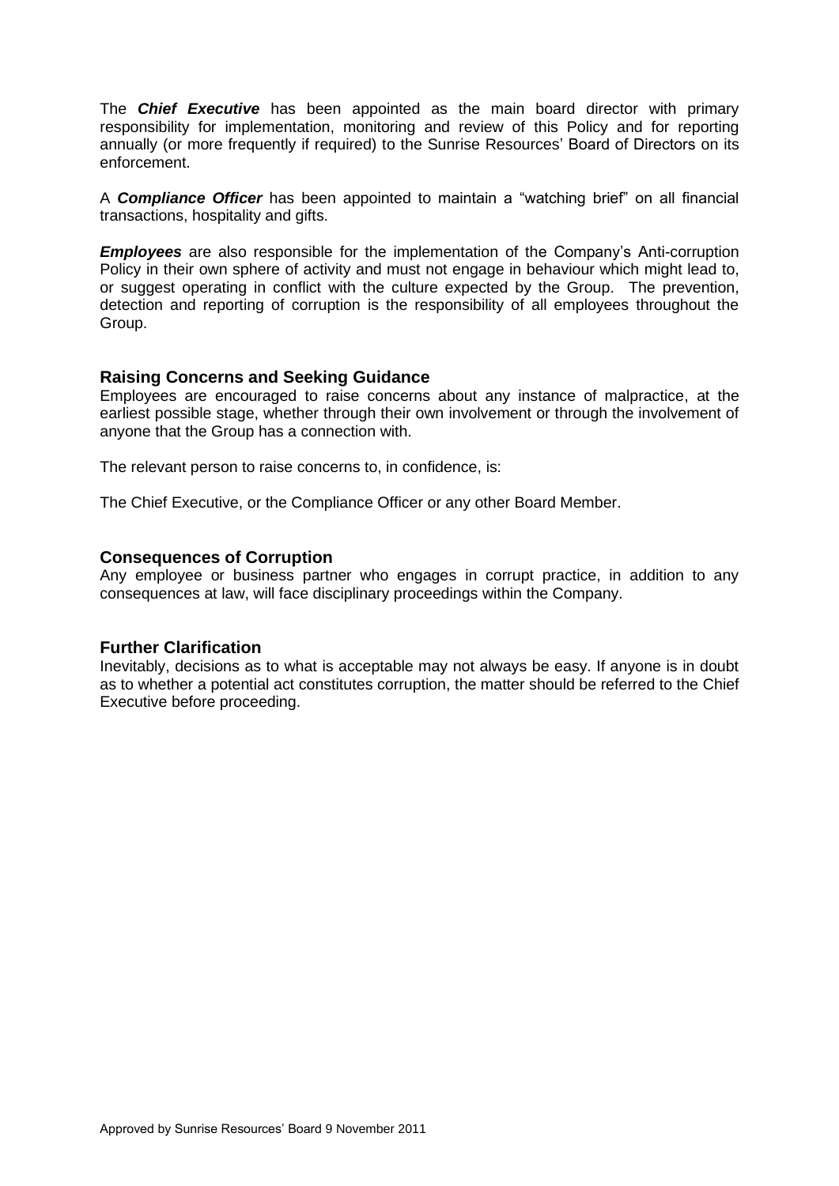The ***Chief Executive*** has been appointed as the main board director with primary responsibility for implementation, monitoring and review of this Policy and for reporting annually (or more frequently if required) to the Sunrise Resources' Board of Directors on its enforcement.

A ***Compliance Officer*** has been appointed to maintain a "watching brief" on all financial transactions, hospitality and gifts.

***Employees*** are also responsible for the implementation of the Company's Anti-corruption Policy in their own sphere of activity and must not engage in behaviour which might lead to, or suggest operating in conflict with the culture expected by the Group. The prevention, detection and reporting of corruption is the responsibility of all employees throughout the Group.

### Raising Concerns and Seeking Guidance

Employees are encouraged to raise concerns about any instance of malpractice, at the earliest possible stage, whether through their own involvement or through the involvement of anyone that the Group has a connection with.

The relevant person to raise concerns to, in confidence, is:

The Chief Executive, or the Compliance Officer or any other Board Member.

### Consequences of Corruption

Any employee or business partner who engages in corrupt practice, in addition to any consequences at law, will face disciplinary proceedings within the Company.

### Further Clarification

Inevitably, decisions as to what is acceptable may not always be easy. If anyone is in doubt as to whether a potential act constitutes corruption, the matter should be referred to the Chief Executive before proceeding.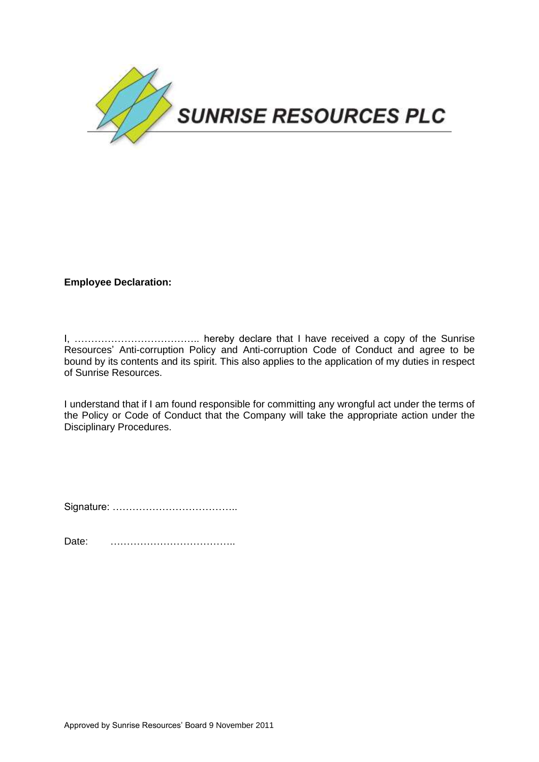SUNRISE RESOURCES PLC

**Employee Declaration:**

I, ……………………………….. hereby declare that I have received a copy of the Sunrise Resources' Anti-corruption Policy and Anti-corruption Code of Conduct and agree to be bound by its contents and its spirit. This also applies to the application of my duties in respect of Sunrise Resources.

I understand that if I am found responsible for committing any wrongful act under the terms of the Policy or Code of Conduct that the Company will take the appropriate action under the Disciplinary Procedures.

Signature: ………………………………..

Date: ………………………………..

Approved by Sunrise Resources' Board 9 November 2011